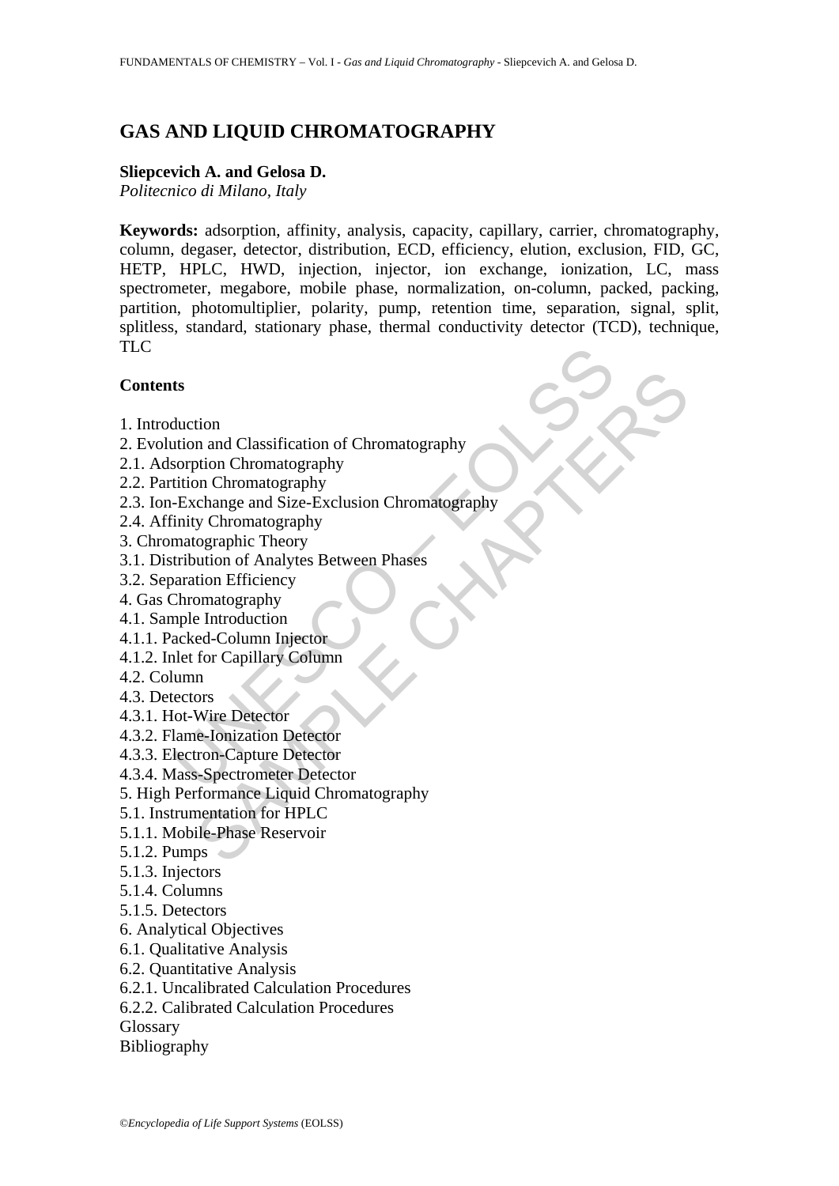# GAS AND LIQUID CHROMATOGRAPHY

**Sliepcevich A. and Gelosa D.**

*Politecnico di Milano, Italy*

**Keywords:** adsorption, affinity, analysis, capacity, capillary, carrier, chromatography, column, degaser, detector, distribution, ECD, efficiency, elution, exclusion, FID, GC, HETP, HPLC, HWD, injection, injector, ion exchange, ionization, LC, mass spectrometer, megabore, mobile phase, normalization, on-column, packed, packing, partition, photomultiplier, polarity, pump, retention time, separation, signal, split, splitless, standard, stationary phase, thermal conductivity detector (TCD), technique, TLC

## Contents

1. Introduction
2. Evolution and Classification of Chromatography
2.1. Adsorption Chromatography
2.2. Partition Chromatography
2.3. Ion-Exchange and Size-Exclusion Chromatography
2.4. Affinity Chromatography
3. Chromatographic Theory
3.1. Distribution of Analytes Between Phases
3.2. Separation Efficiency
4. Gas Chromatography
4.1. Sample Introduction
4.1.1. Packed-Column Injector
4.1.2. Inlet for Capillary Column
4.2. Column
4.3. Detectors
4.3.1. Hot-Wire Detector
4.3.2. Flame-Ionization Detector
4.3.3. Electron-Capture Detector
4.3.4. Mass-Spectrometer Detector
5. High Performance Liquid Chromatography
5.1. Instrumentation for HPLC
5.1.1. Mobile-Phase Reservoir
5.1.2. Pumps
5.1.3. Injectors
5.1.4. Columns
5.1.5. Detectors
6. Analytical Objectives
6.1. Qualitative Analysis
6.2. Quantitative Analysis
6.2.1. Uncalibrated Calculation Procedures
6.2.2. Calibrated Calculation Procedures

Glossary

Bibliography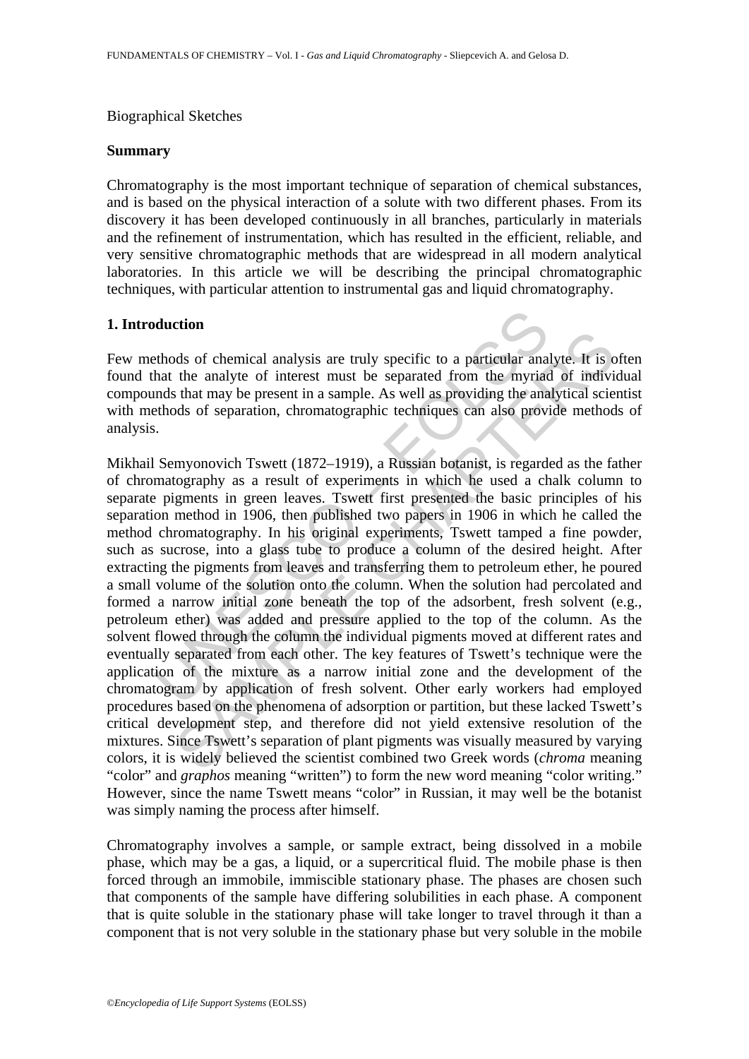Biographical Sketches

**Summary**

Chromatography is the most important technique of separation of chemical substances, and is based on the physical interaction of a solute with two different phases. From its discovery it has been developed continuously in all branches, particularly in materials and the refinement of instrumentation, which has resulted in the efficient, reliable, and very sensitive chromatographic methods that are widespread in all modern analytical laboratories. In this article we will be describing the principal chromatographic techniques, with particular attention to instrumental gas and liquid chromatography.

**1. Introduction**

Few methods of chemical analysis are truly specific to a particular analyte. It is often found that the analyte of interest must be separated from the myriad of individual compounds that may be present in a sample. As well as providing the analytical scientist with methods of separation, chromatographic techniques can also provide methods of analysis.

Mikhail Semyonovich Tswett (1872–1919), a Russian botanist, is regarded as the father of chromatography as a result of experiments in which he used a chalk column to separate pigments in green leaves. Tswett first presented the basic principles of his separation method in 1906, then published two papers in 1906 in which he called the method chromatography. In his original experiments, Tswett tamped a fine powder, such as sucrose, into a glass tube to produce a column of the desired height. After extracting the pigments from leaves and transferring them to petroleum ether, he poured a small volume of the solution onto the column. When the solution had percolated and formed a narrow initial zone beneath the top of the adsorbent, fresh solvent (e.g., petroleum ether) was added and pressure applied to the top of the column. As the solvent flowed through the column the individual pigments moved at different rates and eventually separated from each other. The key features of Tswett's technique were the application of the mixture as a narrow initial zone and the development of the chromatogram by application of fresh solvent. Other early workers had employed procedures based on the phenomena of adsorption or partition, but these lacked Tswett's critical development step, and therefore did not yield extensive resolution of the mixtures. Since Tswett's separation of plant pigments was visually measured by varying colors, it is widely believed the scientist combined two Greek words (*chroma* meaning "color" and *graphos* meaning "written") to form the new word meaning "color writing." However, since the name Tswett means "color" in Russian, it may well be the botanist was simply naming the process after himself.

Chromatography involves a sample, or sample extract, being dissolved in a mobile phase, which may be a gas, a liquid, or a supercritical fluid. The mobile phase is then forced through an immobile, immiscible stationary phase. The phases are chosen such that components of the sample have differing solubilities in each phase. A component that is quite soluble in the stationary phase will take longer to travel through it than a component that is not very soluble in the stationary phase but very soluble in the mobile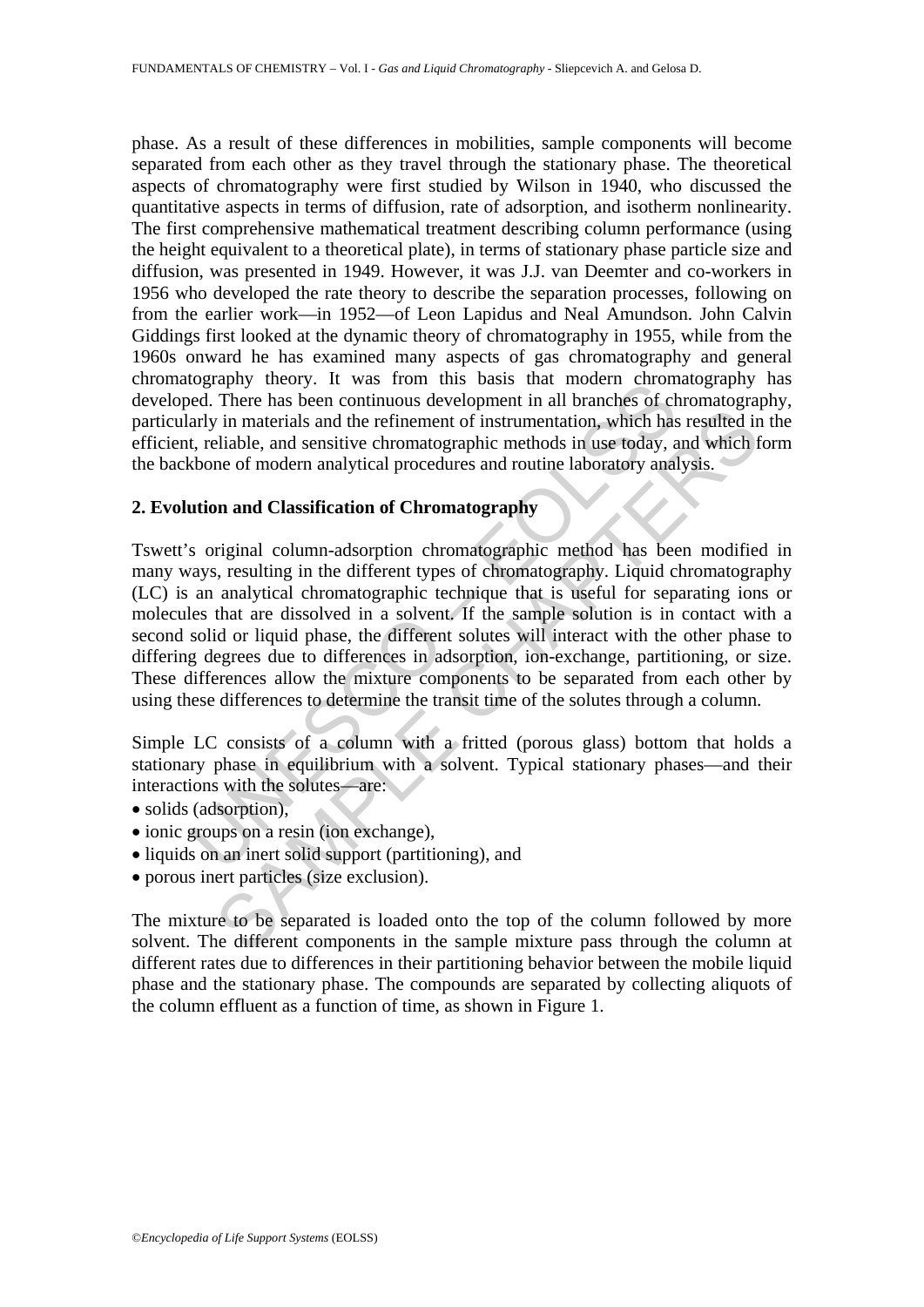phase. As a result of these differences in mobilities, sample components will become separated from each other as they travel through the stationary phase. The theoretical aspects of chromatography were first studied by Wilson in 1940, who discussed the quantitative aspects in terms of diffusion, rate of adsorption, and isotherm nonlinearity. The first comprehensive mathematical treatment describing column performance (using the height equivalent to a theoretical plate), in terms of stationary phase particle size and diffusion, was presented in 1949. However, it was J.J. van Deemter and co-workers in 1956 who developed the rate theory to describe the separation processes, following on from the earlier work—in 1952—of Leon Lapidus and Neal Amundson. John Calvin Giddings first looked at the dynamic theory of chromatography in 1955, while from the 1960s onward he has examined many aspects of gas chromatography and general chromatography theory. It was from this basis that modern chromatography has developed. There has been continuous development in all branches of chromatography, particularly in materials and the refinement of instrumentation, which has resulted in the efficient, reliable, and sensitive chromatographic methods in use today, and which form the backbone of modern analytical procedures and routine laboratory analysis.

## 2. Evolution and Classification of Chromatography

Tswett's original column-adsorption chromatographic method has been modified in many ways, resulting in the different types of chromatography. Liquid chromatography (LC) is an analytical chromatographic technique that is useful for separating ions or molecules that are dissolved in a solvent. If the sample solution is in contact with a second solid or liquid phase, the different solutes will interact with the other phase to differing degrees due to differences in adsorption, ion-exchange, partitioning, or size. These differences allow the mixture components to be separated from each other by using these differences to determine the transit time of the solutes through a column.

Simple LC consists of a column with a fritted (porous glass) bottom that holds a stationary phase in equilibrium with a solvent. Typical stationary phases—and their interactions with the solutes—are:

- solids (adsorption),
- ionic groups on a resin (ion exchange),
- liquids on an inert solid support (partitioning), and
- porous inert particles (size exclusion).

The mixture to be separated is loaded onto the top of the column followed by more solvent. The different components in the sample mixture pass through the column at different rates due to differences in their partitioning behavior between the mobile liquid phase and the stationary phase. The compounds are separated by collecting aliquots of the column effluent as a function of time, as shown in Figure 1.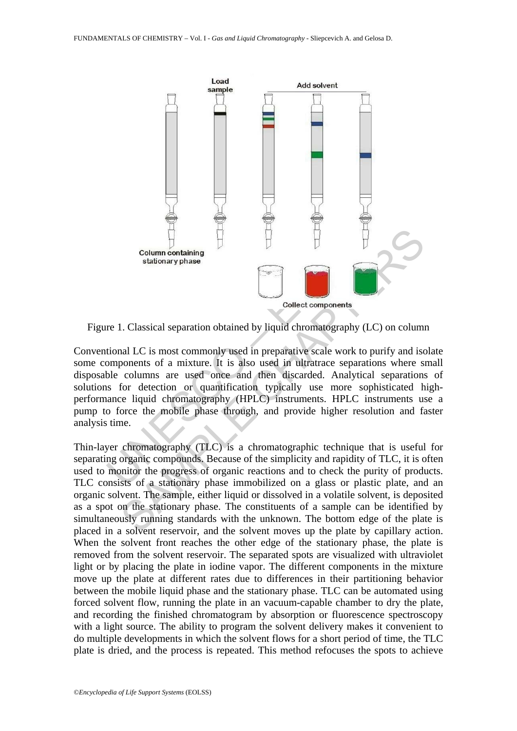Figure 1. Classical separation obtained by liquid chromatography (LC) on column

Conventional LC is most commonly used in preparative scale work to purify and isolate some components of a mixture. It is also used in ultratrace separations where small disposable columns are used once and then discarded. Analytical separations of solutions for detection or quantification typically use more sophisticated high-performance liquid chromatography (HPLC) instruments. HPLC instruments use a pump to force the mobile phase through, and provide higher resolution and faster analysis time.

Thin-layer chromatography (TLC) is a chromatographic technique that is useful for separating organic compounds. Because of the simplicity and rapidity of TLC, it is often used to monitor the progress of organic reactions and to check the purity of products. TLC consists of a stationary phase immobilized on a glass or plastic plate, and an organic solvent. The sample, either liquid or dissolved in a volatile solvent, is deposited as a spot on the stationary phase. The constituents of a sample can be identified by simultaneously running standards with the unknown. The bottom edge of the plate is placed in a solvent reservoir, and the solvent moves up the plate by capillary action. When the solvent front reaches the other edge of the stationary phase, the plate is removed from the solvent reservoir. The separated spots are visualized with ultraviolet light or by placing the plate in iodine vapor. The different components in the mixture move up the plate at different rates due to differences in their partitioning behavior between the mobile liquid phase and the stationary phase. TLC can be automated using forced solvent flow, running the plate in an vacuum-capable chamber to dry the plate, and recording the finished chromatogram by absorption or fluorescence spectroscopy with a light source. The ability to program the solvent delivery makes it convenient to do multiple developments in which the solvent flows for a short period of time, the TLC plate is dried, and the process is repeated. This method refocuses the spots to achieve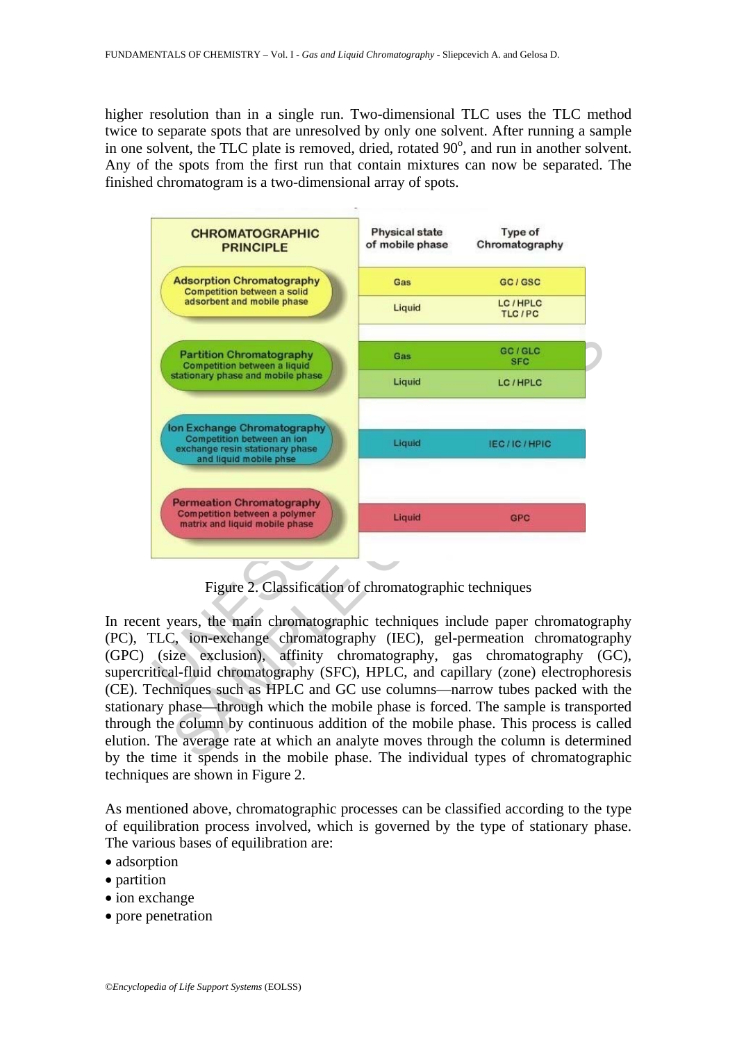higher resolution than in a single run. Two-dimensional TLC uses the TLC method twice to separate spots that are unresolved by only one solvent. After running a sample in one solvent, the TLC plate is removed, dried, rotated 90°, and run in another solvent. Any of the spots from the first run that contain mixtures can now be separated. The finished chromatogram is a two-dimensional array of spots.

| CHROMATOGRAPHIC PRINCIPLE | Physical state of mobile phase | Type of Chromatography |
|---|---|---|
| **Adsorption Chromatography** Competition between a solid adsorbent and mobile phase | Gas | GC / GSC |
| | Liquid | LC / HPLC TLC / PC |
| **Partition Chromatography** Competition between a liquid stationary phase and mobile phase | Gas | GC / GLC SFC |
| | Liquid | LC / HPLC |
| **Ion Exchange Chromatography** Competition between an ion exchange resin stationary phase and liquid mobile phse | Liquid | IEC / IC / HPIC |
| **Permeation Chromatography** Competition between a polymer matrix and liquid mobile phase | Liquid | GPC |

Figure 2. Classification of chromatographic techniques

In recent years, the main chromatographic techniques include paper chromatography (PC), TLC, ion-exchange chromatography (IEC), gel-permeation chromatography (GPC) (size exclusion), affinity chromatography, gas chromatography (GC), supercritical-fluid chromatography (SFC), HPLC, and capillary (zone) electrophoresis (CE). Techniques such as HPLC and GC use columns—narrow tubes packed with the stationary phase—through which the mobile phase is forced. The sample is transported through the column by continuous addition of the mobile phase. This process is called elution. The average rate at which an analyte moves through the column is determined by the time it spends in the mobile phase. The individual types of chromatographic techniques are shown in Figure 2.

As mentioned above, chromatographic processes can be classified according to the type of equilibration process involved, which is governed by the type of stationary phase. The various bases of equilibration are:

- adsorption
- partition
- ion exchange
- pore penetration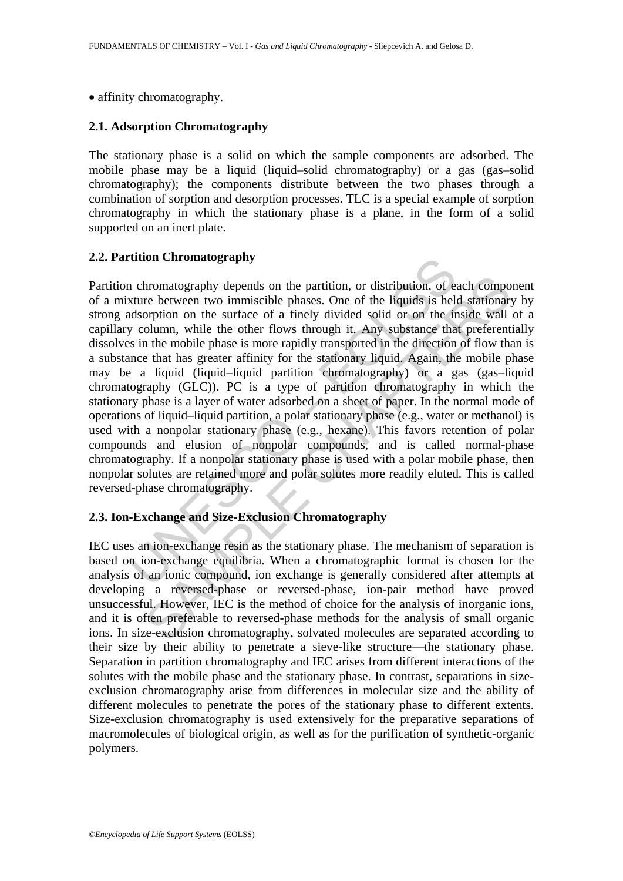- affinity chromatography.

### 2.1. Adsorption Chromatography

The stationary phase is a solid on which the sample components are adsorbed. The mobile phase may be a liquid (liquid–solid chromatography) or a gas (gas–solid chromatography); the components distribute between the two phases through a combination of sorption and desorption processes. TLC is a special example of sorption chromatography in which the stationary phase is a plane, in the form of a solid supported on an inert plate.

### 2.2. Partition Chromatography

Partition chromatography depends on the partition, or distribution, of each component of a mixture between two immiscible phases. One of the liquids is held stationary by strong adsorption on the surface of a finely divided solid or on the inside wall of a capillary column, while the other flows through it. Any substance that preferentially dissolves in the mobile phase is more rapidly transported in the direction of flow than is a substance that has greater affinity for the stationary liquid. Again, the mobile phase may be a liquid (liquid–liquid partition chromatography) or a gas (gas–liquid chromatography (GLC)). PC is a type of partition chromatography in which the stationary phase is a layer of water adsorbed on a sheet of paper. In the normal mode of operations of liquid–liquid partition, a polar stationary phase (e.g., water or methanol) is used with a nonpolar stationary phase (e.g., hexane). This favors retention of polar compounds and elusion of nonpolar compounds, and is called normal-phase chromatography. If a nonpolar stationary phase is used with a polar mobile phase, then nonpolar solutes are retained more and polar solutes more readily eluted. This is called reversed-phase chromatography.

### 2.3. Ion-Exchange and Size-Exclusion Chromatography

IEC uses an ion-exchange resin as the stationary phase. The mechanism of separation is based on ion-exchange equilibria. When a chromatographic format is chosen for the analysis of an ionic compound, ion exchange is generally considered after attempts at developing a reversed-phase or reversed-phase, ion-pair method have proved unsuccessful. However, IEC is the method of choice for the analysis of inorganic ions, and it is often preferable to reversed-phase methods for the analysis of small organic ions. In size-exclusion chromatography, solvated molecules are separated according to their size by their ability to penetrate a sieve-like structure—the stationary phase. Separation in partition chromatography and IEC arises from different interactions of the solutes with the mobile phase and the stationary phase. In contrast, separations in size-exclusion chromatography arise from differences in molecular size and the ability of different molecules to penetrate the pores of the stationary phase to different extents. Size-exclusion chromatography is used extensively for the preparative separations of macromolecules of biological origin, as well as for the purification of synthetic-organic polymers.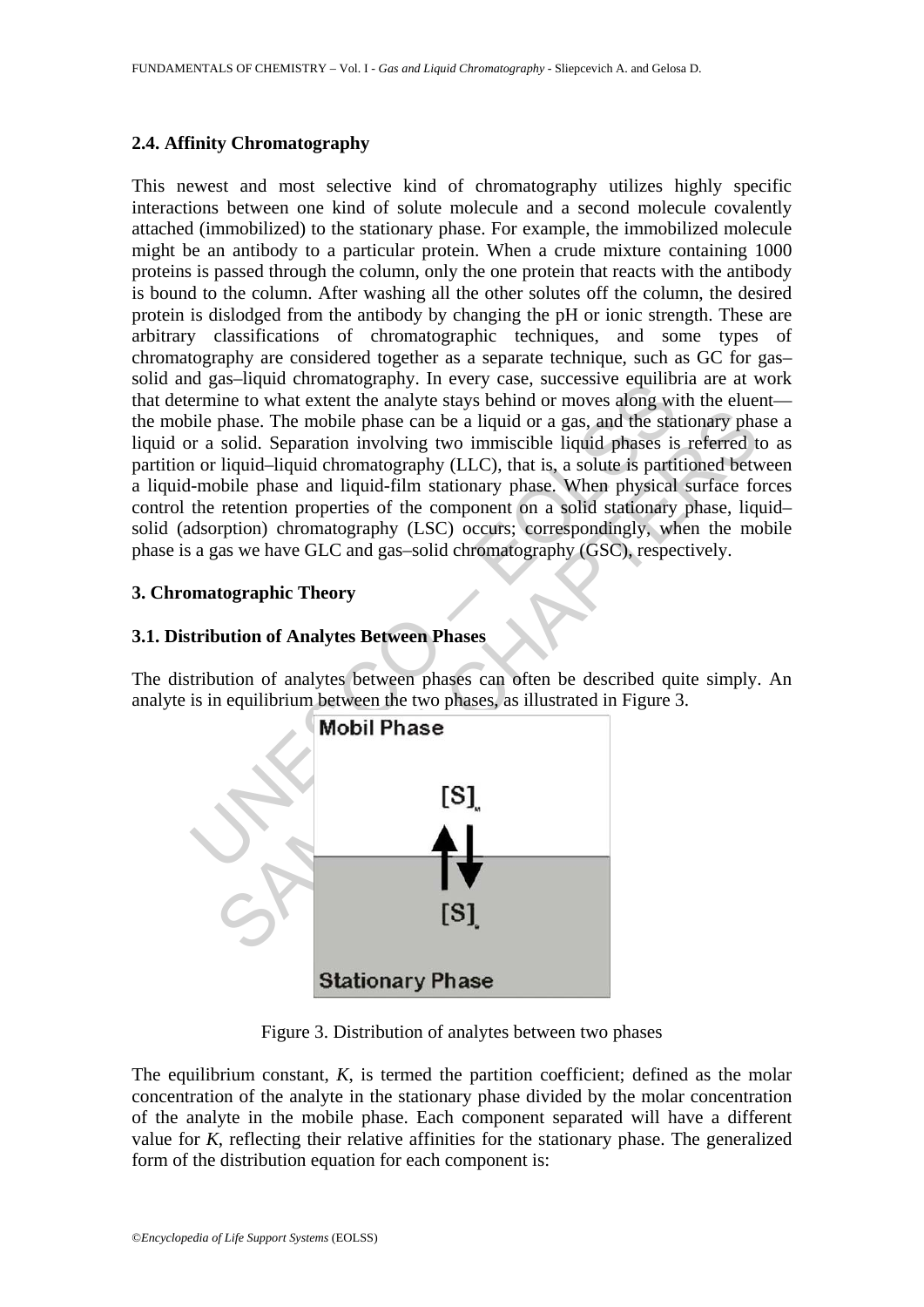### 2.4. Affinity Chromatography

This newest and most selective kind of chromatography utilizes highly specific interactions between one kind of solute molecule and a second molecule covalently attached (immobilized) to the stationary phase. For example, the immobilized molecule might be an antibody to a particular protein. When a crude mixture containing 1000 proteins is passed through the column, only the one protein that reacts with the antibody is bound to the column. After washing all the other solutes off the column, the desired protein is dislodged from the antibody by changing the pH or ionic strength. These are arbitrary classifications of chromatographic techniques, and some types of chromatography are considered together as a separate technique, such as GC for gas–solid and gas–liquid chromatography. In every case, successive equilibria are at work that determine to what extent the analyte stays behind or moves along with the eluent—the mobile phase. The mobile phase can be a liquid or a gas, and the stationary phase a liquid or a solid. Separation involving two immiscible liquid phases is referred to as partition or liquid–liquid chromatography (LLC), that is, a solute is partitioned between a liquid-mobile phase and liquid-film stationary phase. When physical surface forces control the retention properties of the component on a solid stationary phase, liquid–solid (adsorption) chromatography (LSC) occurs; correspondingly, when the mobile phase is a gas we have GLC and gas–solid chromatography (GSC), respectively.

## 3. Chromatographic Theory

### 3.1. Distribution of Analytes Between Phases

The distribution of analytes between phases can often be described quite simply. An analyte is in equilibrium between the two phases, as illustrated in Figure 3.

Figure 3. Distribution of analytes between two phases

The equilibrium constant, *K*, is termed the partition coefficient; defined as the molar concentration of the analyte in the stationary phase divided by the molar concentration of the analyte in the mobile phase. Each component separated will have a different value for *K*, reflecting their relative affinities for the stationary phase. The generalized form of the distribution equation for each component is: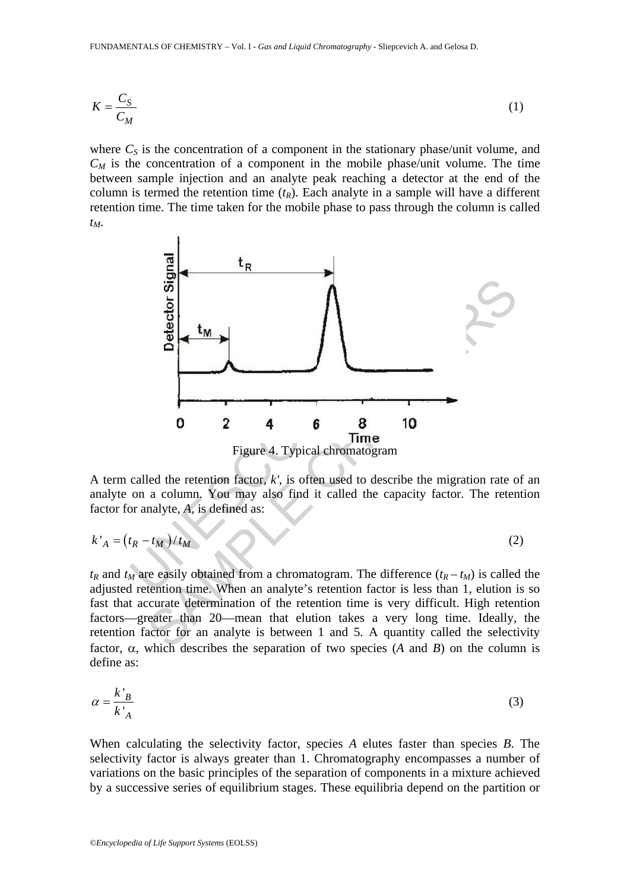$$K = \frac{C_S}{C_M} \qquad (1)$$

where $C_S$ is the concentration of a component in the stationary phase/unit volume, and $C_M$ is the concentration of a component in the mobile phase/unit volume. The time between sample injection and an analyte peak reaching a detector at the end of the column is termed the retention time ($t_R$). Each analyte in a sample will have a different retention time. The time taken for the mobile phase to pass through the column is called $t_M$.

Figure 4. Typical chromatogram

A term called the retention factor, $k'$, is often used to describe the migration rate of an analyte on a column. You may also find it called the capacity factor. The retention factor for analyte, $A$, is defined as:

$$k'_A = (t_R - t_M)/t_M \qquad (2)$$

$t_R$ and $t_M$ are easily obtained from a chromatogram. The difference ($t_R - t_M$) is called the adjusted retention time. When an analyte's retention factor is less than 1, elution is so fast that accurate determination of the retention time is very difficult. High retention factors—greater than 20—mean that elution takes a very long time. Ideally, the retention factor for an analyte is between 1 and 5. A quantity called the selectivity factor, $\alpha$, which describes the separation of two species ($A$ and $B$) on the column is define as:

$$\alpha = \frac{k'_B}{k'_A} \qquad (3)$$

When calculating the selectivity factor, species $A$ elutes faster than species $B$. The selectivity factor is always greater than 1. Chromatography encompasses a number of variations on the basic principles of the separation of components in a mixture achieved by a successive series of equilibrium stages. These equilibria depend on the partition or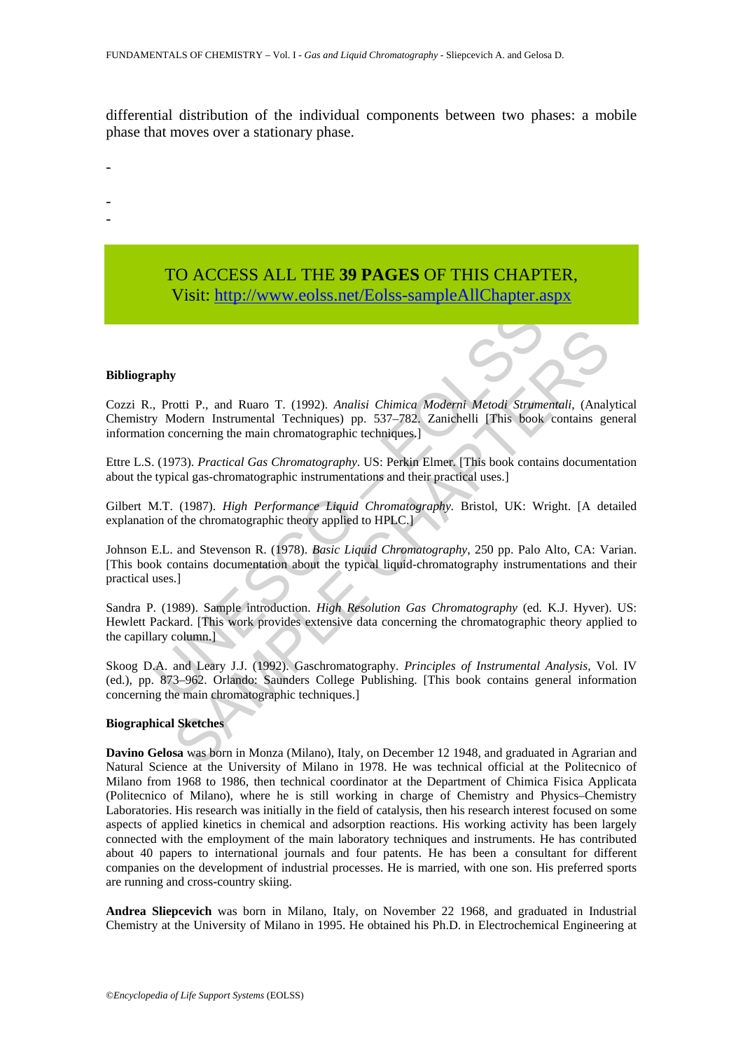differential distribution of the individual components between two phases: a mobile phase that moves over a stationary phase.

-

-
-

TO ACCESS ALL THE **39 PAGES** OF THIS CHAPTER,
Visit: http://www.eolss.net/Eolss-sampleAllChapter.aspx

**Bibliography**

Cozzi R., Protti P., and Ruaro T. (1992). *Analisi Chimica Moderni Metodi Strumentali*, (Analytical Chemistry Modern Instrumental Techniques) pp. 537–782. Zanichelli [This book contains general information concerning the main chromatographic techniques.]

Ettre L.S. (1973). *Practical Gas Chromatography*. US: Perkin Elmer. [This book contains documentation about the typical gas-chromatographic instrumentations and their practical uses.]

Gilbert M.T. (1987). *High Performance Liquid Chromatography*. Bristol, UK: Wright. [A detailed explanation of the chromatographic theory applied to HPLC.]

Johnson E.L. and Stevenson R. (1978). *Basic Liquid Chromatography*, 250 pp. Palo Alto, CA: Varian. [This book contains documentation about the typical liquid-chromatography instrumentations and their practical uses.]

Sandra P. (1989). Sample introduction. *High Resolution Gas Chromatography* (ed. K.J. Hyver). US: Hewlett Packard. [This work provides extensive data concerning the chromatographic theory applied to the capillary column.]

Skoog D.A. and Leary J.J. (1992). Gaschromatography. *Principles of Instrumental Analysis*, Vol. IV (ed.), pp. 873–962. Orlando: Saunders College Publishing. [This book contains general information concerning the main chromatographic techniques.]

**Biographical Sketches**

**Davino Gelosa** was born in Monza (Milano), Italy, on December 12 1948, and graduated in Agrarian and Natural Science at the University of Milano in 1978. He was technical official at the Politecnico of Milano from 1968 to 1986, then technical coordinator at the Department of Chimica Fisica Applicata (Politecnico of Milano), where he is still working in charge of Chemistry and Physics–Chemistry Laboratories. His research was initially in the field of catalysis, then his research interest focused on some aspects of applied kinetics in chemical and adsorption reactions. His working activity has been largely connected with the employment of the main laboratory techniques and instruments. He has contributed about 40 papers to international journals and four patents. He has been a consultant for different companies on the development of industrial processes. He is married, with one son. His preferred sports are running and cross-country skiing.

**Andrea Sliepcevich** was born in Milano, Italy, on November 22 1968, and graduated in Industrial Chemistry at the University of Milano in 1995. He obtained his Ph.D. in Electrochemical Engineering at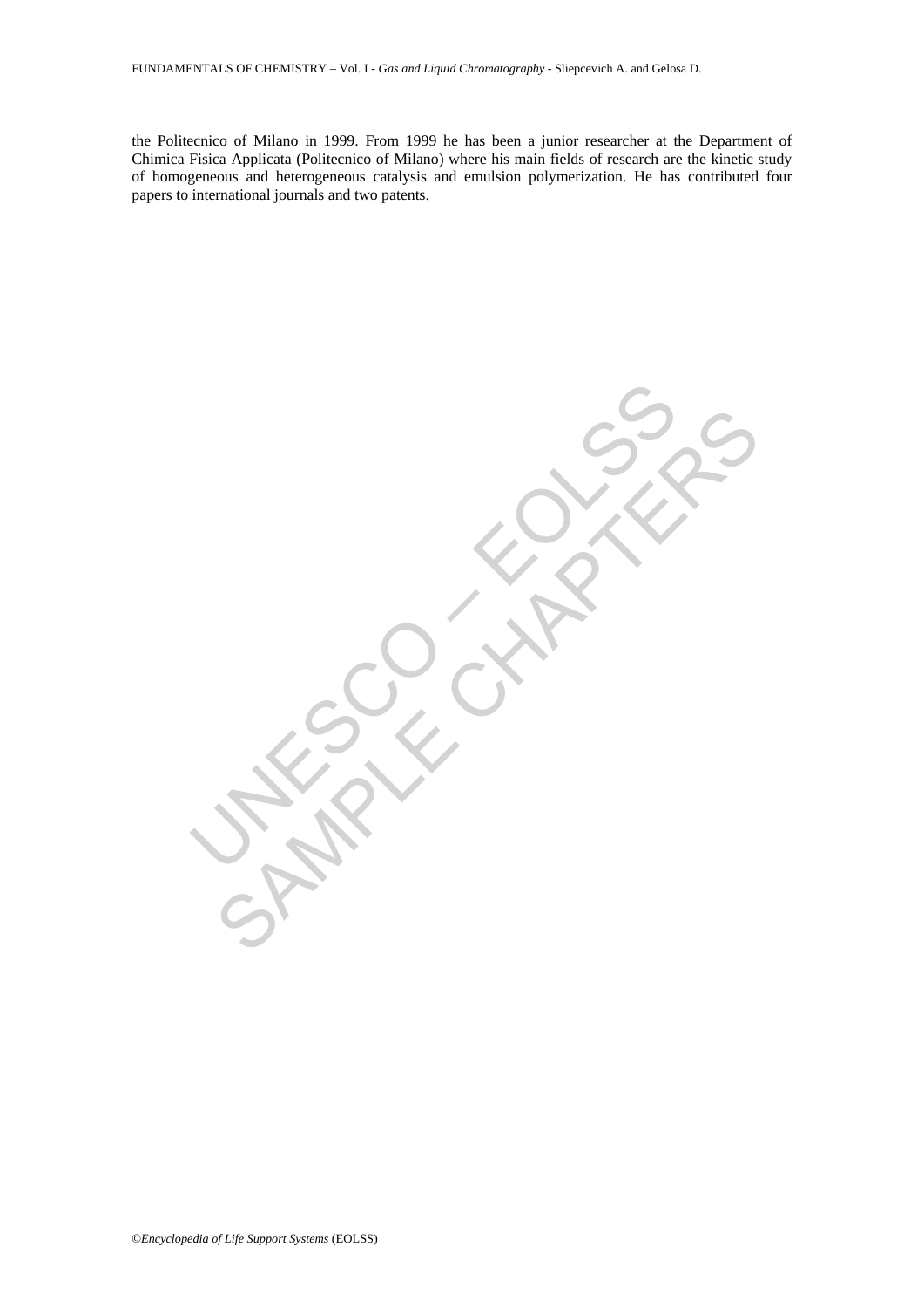the Politecnico of Milano in 1999. From 1999 he has been a junior researcher at the Department of Chimica Fisica Applicata (Politecnico of Milano) where his main fields of research are the kinetic study of homogeneous and heterogeneous catalysis and emulsion polymerization. He has contributed four papers to international journals and two patents.